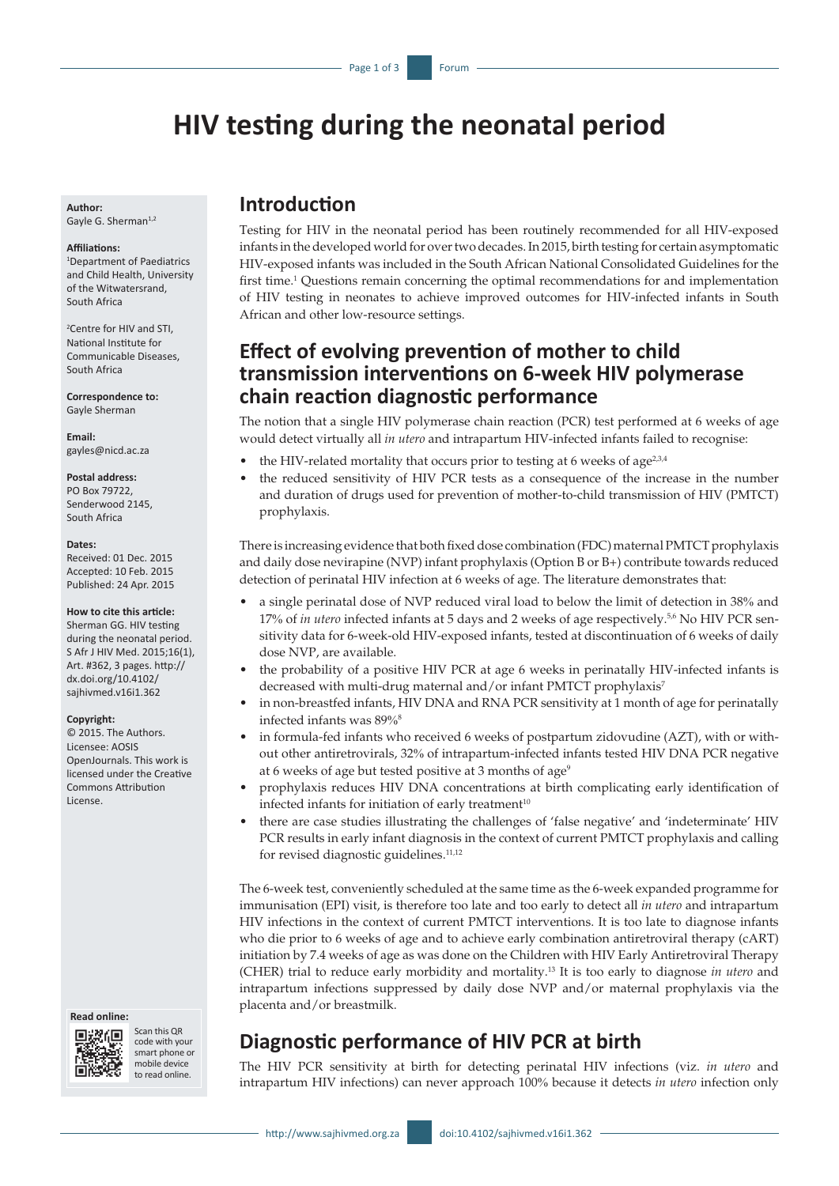# HIV testing during the neonatal period

**Author:**
Gayle G. Sherman[1,2]

**Affiliations:**
[1]Department of Paediatrics and Child Health, University of the Witwatersrand, South Africa

[2]Centre for HIV and STI, National Institute for Communicable Diseases, South Africa

**Correspondence to:**
Gayle Sherman

**Email:**
gayles@nicd.ac.za

**Postal address:**
PO Box 79722, Senderwood 2145, South Africa

**Dates:**
Received: 01 Dec. 2015
Accepted: 10 Feb. 2015
Published: 24 Apr. 2015

**How to cite this article:**
Sherman GG. HIV testing during the neonatal period. S Afr J HIV Med. 2015;16(1), Art. #362, 3 pages. http://dx.doi.org/10.4102/sajhivmed.v16i1.362

**Copyright:**
© 2015. The Authors. Licensee: AOSIS OpenJournals. This work is licensed under the Creative Commons Attribution License.

**Read online:**
Scan this QR code with your smart phone or mobile device to read online.

## Introduction

Testing for HIV in the neonatal period has been routinely recommended for all HIV-exposed infants in the developed world for over two decades. In 2015, birth testing for certain asymptomatic HIV-exposed infants was included in the South African National Consolidated Guidelines for the first time.[1] Questions remain concerning the optimal recommendations for and implementation of HIV testing in neonates to achieve improved outcomes for HIV-infected infants in South African and other low-resource settings.

## Effect of evolving prevention of mother to child transmission interventions on 6-week HIV polymerase chain reaction diagnostic performance

The notion that a single HIV polymerase chain reaction (PCR) test performed at 6 weeks of age would detect virtually all *in utero* and intrapartum HIV-infected infants failed to recognise:

- the HIV-related mortality that occurs prior to testing at 6 weeks of age[2,3,4]
- the reduced sensitivity of HIV PCR tests as a consequence of the increase in the number and duration of drugs used for prevention of mother-to-child transmission of HIV (PMTCT) prophylaxis.

There is increasing evidence that both fixed dose combination (FDC) maternal PMTCT prophylaxis and daily dose nevirapine (NVP) infant prophylaxis (Option B or B+) contribute towards reduced detection of perinatal HIV infection at 6 weeks of age. The literature demonstrates that:

- a single perinatal dose of NVP reduced viral load to below the limit of detection in 38% and 17% of *in utero* infected infants at 5 days and 2 weeks of age respectively.[5,6] No HIV PCR sensitivity data for 6-week-old HIV-exposed infants, tested at discontinuation of 6 weeks of daily dose NVP, are available.
- the probability of a positive HIV PCR at age 6 weeks in perinatally HIV-infected infants is decreased with multi-drug maternal and/or infant PMTCT prophylaxis[7]
- in non-breastfed infants, HIV DNA and RNA PCR sensitivity at 1 month of age for perinatally infected infants was 89%[8]
- in formula-fed infants who received 6 weeks of postpartum zidovudine (AZT), with or without other antiretrovirals, 32% of intrapartum-infected infants tested HIV DNA PCR negative at 6 weeks of age but tested positive at 3 months of age[9]
- prophylaxis reduces HIV DNA concentrations at birth complicating early identification of infected infants for initiation of early treatment[10]
- there are case studies illustrating the challenges of 'false negative' and 'indeterminate' HIV PCR results in early infant diagnosis in the context of current PMTCT prophylaxis and calling for revised diagnostic guidelines.[11,12]

The 6-week test, conveniently scheduled at the same time as the 6-week expanded programme for immunisation (EPI) visit, is therefore too late and too early to detect all *in utero* and intrapartum HIV infections in the context of current PMTCT interventions. It is too late to diagnose infants who die prior to 6 weeks of age and to achieve early combination antiretroviral therapy (cART) initiation by 7.4 weeks of age as was done on the Children with HIV Early Antiretroviral Therapy (CHER) trial to reduce early morbidity and mortality.[13] It is too early to diagnose *in utero* and intrapartum infections suppressed by daily dose NVP and/or maternal prophylaxis via the placenta and/or breastmilk.

## Diagnostic performance of HIV PCR at birth

The HIV PCR sensitivity at birth for detecting perinatal HIV infections (viz. *in utero* and intrapartum HIV infections) can never approach 100% because it detects *in utero* infection only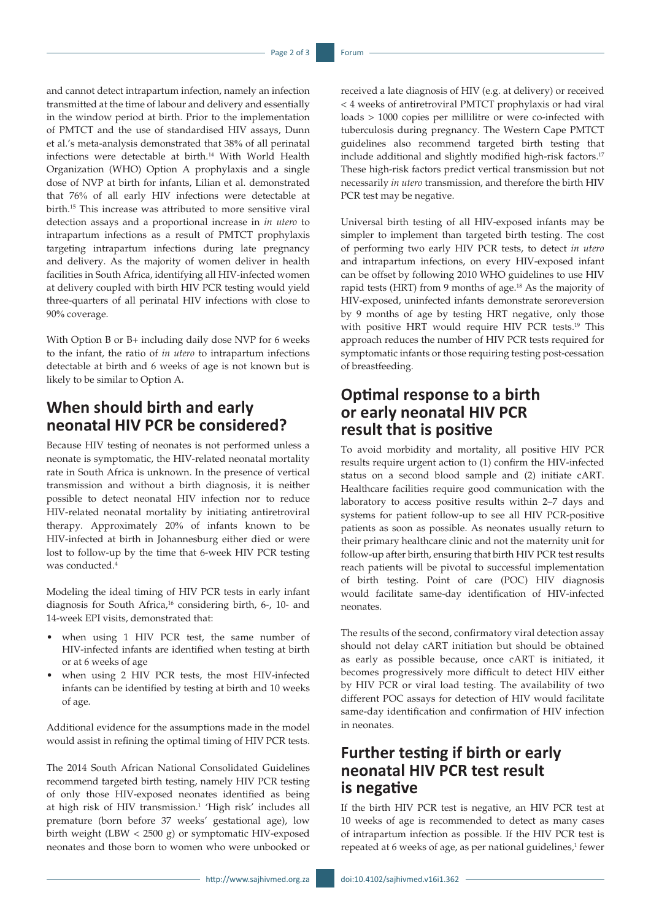and cannot detect intrapartum infection, namely an infection transmitted at the time of labour and delivery and essentially in the window period at birth. Prior to the implementation of PMTCT and the use of standardised HIV assays, Dunn et al.'s meta-analysis demonstrated that 38% of all perinatal infections were detectable at birth.[14] With World Health Organization (WHO) Option A prophylaxis and a single dose of NVP at birth for infants, Lilian et al. demonstrated that 76% of all early HIV infections were detectable at birth.[15] This increase was attributed to more sensitive viral detection assays and a proportional increase in *in utero* to intrapartum infections as a result of PMTCT prophylaxis targeting intrapartum infections during late pregnancy and delivery. As the majority of women deliver in health facilities in South Africa, identifying all HIV-infected women at delivery coupled with birth HIV PCR testing would yield three-quarters of all perinatal HIV infections with close to 90% coverage.

With Option B or B+ including daily dose NVP for 6 weeks to the infant, the ratio of *in utero* to intrapartum infections detectable at birth and 6 weeks of age is not known but is likely to be similar to Option A.

## When should birth and early neonatal HIV PCR be considered?

Because HIV testing of neonates is not performed unless a neonate is symptomatic, the HIV-related neonatal mortality rate in South Africa is unknown. In the presence of vertical transmission and without a birth diagnosis, it is neither possible to detect neonatal HIV infection nor to reduce HIV-related neonatal mortality by initiating antiretroviral therapy. Approximately 20% of infants known to be HIV-infected at birth in Johannesburg either died or were lost to follow-up by the time that 6-week HIV PCR testing was conducted.[4]

Modeling the ideal timing of HIV PCR tests in early infant diagnosis for South Africa,[16] considering birth, 6-, 10- and 14-week EPI visits, demonstrated that:

- when using 1 HIV PCR test, the same number of HIV-infected infants are identified when testing at birth or at 6 weeks of age
- when using 2 HIV PCR tests, the most HIV-infected infants can be identified by testing at birth and 10 weeks of age.

Additional evidence for the assumptions made in the model would assist in refining the optimal timing of HIV PCR tests.

The 2014 South African National Consolidated Guidelines recommend targeted birth testing, namely HIV PCR testing of only those HIV-exposed neonates identified as being at high risk of HIV transmission.[1] 'High risk' includes all premature (born before 37 weeks' gestational age), low birth weight (LBW < 2500 g) or symptomatic HIV-exposed neonates and those born to women who were unbooked or received a late diagnosis of HIV (e.g. at delivery) or received < 4 weeks of antiretroviral PMTCT prophylaxis or had viral loads > 1000 copies per millilitre or were co-infected with tuberculosis during pregnancy. The Western Cape PMTCT guidelines also recommend targeted birth testing that include additional and slightly modified high-risk factors.[17] These high-risk factors predict vertical transmission but not necessarily *in utero* transmission, and therefore the birth HIV PCR test may be negative.

Universal birth testing of all HIV-exposed infants may be simpler to implement than targeted birth testing. The cost of performing two early HIV PCR tests, to detect *in utero* and intrapartum infections, on every HIV-exposed infant can be offset by following 2010 WHO guidelines to use HIV rapid tests (HRT) from 9 months of age.[18] As the majority of HIV-exposed, uninfected infants demonstrate seroreversion by 9 months of age by testing HRT negative, only those with positive HRT would require HIV PCR tests.[19] This approach reduces the number of HIV PCR tests required for symptomatic infants or those requiring testing post-cessation of breastfeeding.

## Optimal response to a birth or early neonatal HIV PCR result that is positive

To avoid morbidity and mortality, all positive HIV PCR results require urgent action to (1) confirm the HIV-infected status on a second blood sample and (2) initiate cART. Healthcare facilities require good communication with the laboratory to access positive results within 2–7 days and systems for patient follow-up to see all HIV PCR-positive patients as soon as possible. As neonates usually return to their primary healthcare clinic and not the maternity unit for follow-up after birth, ensuring that birth HIV PCR test results reach patients will be pivotal to successful implementation of birth testing. Point of care (POC) HIV diagnosis would facilitate same-day identification of HIV-infected neonates.

The results of the second, confirmatory viral detection assay should not delay cART initiation but should be obtained as early as possible because, once cART is initiated, it becomes progressively more difficult to detect HIV either by HIV PCR or viral load testing. The availability of two different POC assays for detection of HIV would facilitate same-day identification and confirmation of HIV infection in neonates.

## Further testing if birth or early neonatal HIV PCR test result is negative

If the birth HIV PCR test is negative, an HIV PCR test at 10 weeks of age is recommended to detect as many cases of intrapartum infection as possible. If the HIV PCR test is repeated at 6 weeks of age, as per national guidelines,[1] fewer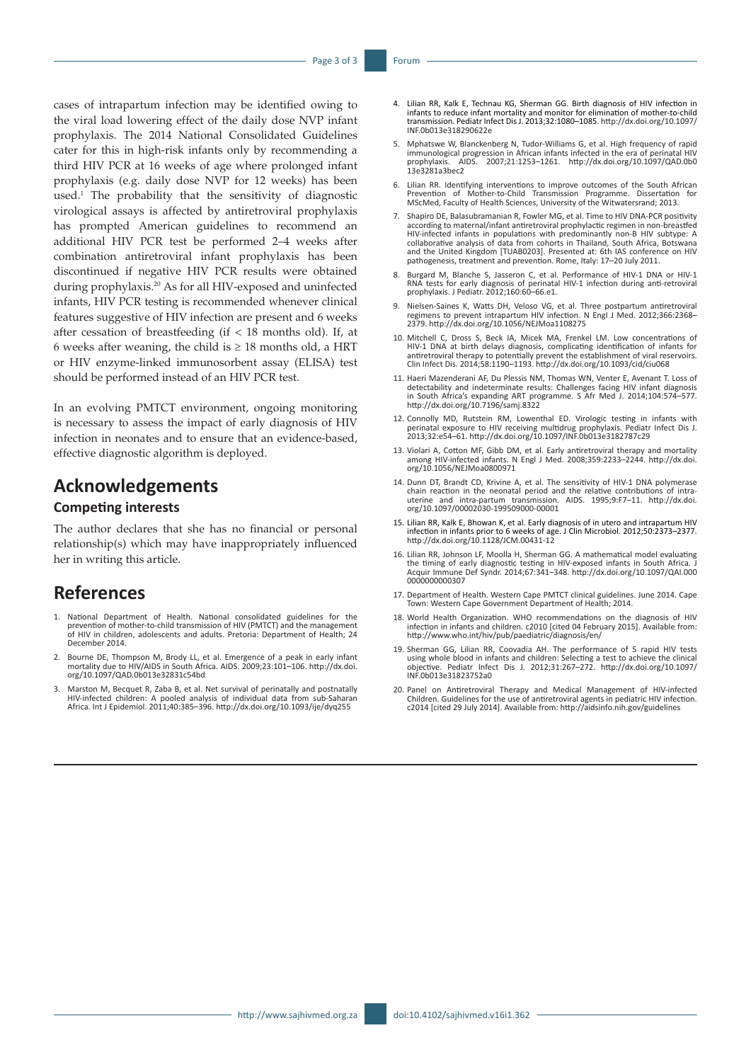cases of intrapartum infection may be identified owing to the viral load lowering effect of the daily dose NVP infant prophylaxis. The 2014 National Consolidated Guidelines cater for this in high-risk infants only by recommending a third HIV PCR at 16 weeks of age where prolonged infant prophylaxis (e.g. daily dose NVP for 12 weeks) has been used.[1] The probability that the sensitivity of diagnostic virological assays is affected by antiretroviral prophylaxis has prompted American guidelines to recommend an additional HIV PCR test be performed 2–4 weeks after combination antiretroviral infant prophylaxis has been discontinued if negative HIV PCR results were obtained during prophylaxis.[20] As for all HIV-exposed and uninfected infants, HIV PCR testing is recommended whenever clinical features suggestive of HIV infection are present and 6 weeks after cessation of breastfeeding (if < 18 months old). If, at 6 weeks after weaning, the child is ≥ 18 months old, a HRT or HIV enzyme-linked immunosorbent assay (ELISA) test should be performed instead of an HIV PCR test.

In an evolving PMTCT environment, ongoing monitoring is necessary to assess the impact of early diagnosis of HIV infection in neonates and to ensure that an evidence-based, effective diagnostic algorithm is deployed.

# Acknowledgements

## Competing interests

The author declares that she has no financial or personal relationship(s) which may have inappropriately influenced her in writing this article.

# References

1. National Department of Health. National consolidated guidelines for the prevention of mother-to-child transmission of HIV (PMTCT) and the management of HIV in children, adolescents and adults. Pretoria: Department of Health; 24 December 2014.
2. Bourne DE, Thompson M, Brody LL, et al. Emergence of a peak in early infant mortality due to HIV/AIDS in South Africa. AIDS. 2009;23:101–106. http://dx.doi.org/10.1097/QAD.0b013e32831c54bd
3. Marston M, Becquet R, Zaba B, et al. Net survival of perinatally and postnatally HIV-infected children: A pooled analysis of individual data from sub-Saharan Africa. Int J Epidemiol. 2011;40:385–396. http://dx.doi.org/10.1093/ije/dyq255
4. Lilian RR, Kalk E, Technau KG, Sherman GG. Birth diagnosis of HIV infection in infants to reduce infant mortality and monitor for elimination of mother-to-child transmission. Pediatr Infect Dis J. 2013;32:1080–1085. http://dx.doi.org/10.1097/INF.0b013e318290622e
5. Mphatswe W, Blanckenberg N, Tudor-Williams G, et al. High frequency of rapid immunological progression in African infants infected in the era of perinatal HIV prophylaxis. AIDS. 2007;21:1253–1261. http://dx.doi.org/10.1097/QAD.0b013e3281a3bec2
6. Lilian RR. Identifying interventions to improve outcomes of the South African Prevention of Mother-to-Child Transmission Programme. Dissertation for MScMed, Faculty of Health Sciences, University of the Witwatersrand; 2013.
7. Shapiro DE, Balasubramanian R, Fowler MG, et al. Time to HIV DNA-PCR positivity according to maternal/infant antiretroviral prophylactic regimen in non-breastfed HIV-infected infants in populations with predominantly non-B HIV subtype: A collaborative analysis of data from cohorts in Thailand, South Africa, Botswana and the United Kingdom [TUAB0203]. Presented at: 6th IAS conference on HIV pathogenesis, treatment and prevention. Rome, Italy: 17–20 July 2011.
8. Burgard M, Blanche S, Jasseron C, et al. Performance of HIV-1 DNA or HIV-1 RNA tests for early diagnosis of perinatal HIV-1 infection during anti-retroviral prophylaxis. J Pediatr. 2012;160:60–66.e1.
9. Nielsen-Saines K, Watts DH, Veloso VG, et al. Three postpartum antiretroviral regimens to prevent intrapartum HIV infection. N Engl J Med. 2012;366:2368–2379. http://dx.doi.org/10.1056/NEJMoa1108275
10. Mitchell C, Dross S, Beck IA, Micek MA, Frenkel LM. Low concentrations of HIV-1 DNA at birth delays diagnosis, complicating identification of infants for antiretroviral therapy to potentially prevent the establishment of viral reservoirs. Clin Infect Dis. 2014;58:1190–1193. http://dx.doi.org/10.1093/cid/ciu068
11. Haeri Mazenderani AF, Du Plessis NM, Thomas WN, Venter E, Avenant T. Loss of detectability and indeterminate results: Challenges facing HIV infant diagnosis in South Africa's expanding ART programme. S Afr Med J. 2014;104:574–577. http://dx.doi.org/10.7196/samj.8322
12. Connolly MD, Rutstein RM, Lowenthal ED. Virologic testing in infants with perinatal exposure to HIV receiving multidrug prophylaxis. Pediatr Infect Dis J. 2013;32:e54–61. http://dx.doi.org/10.1097/INF.0b013e3182787c29
13. Violari A, Cotton MF, Gibb DM, et al. Early antiretroviral therapy and mortality among HIV-infected infants. N Engl J Med. 2008;359:2233–2244. http://dx.doi.org/10.1056/NEJMoa0800971
14. Dunn DT, Brandt CD, Krivine A, et al. The sensitivity of HIV-1 DNA polymerase chain reaction in the neonatal period and the relative contributions of intra-uterine and intra-partum transmission. AIDS. 1995;9:F7–11. http://dx.doi.org/10.1097/00002030-199509000-00001
15. Lilian RR, Kalk E, Bhowan K, et al. Early diagnosis of in utero and intrapartum HIV infection in infants prior to 6 weeks of age. J Clin Microbiol. 2012;50:2373–2377. http://dx.doi.org/10.1128/JCM.00431-12
16. Lilian RR, Johnson LF, Moolla H, Sherman GG. A mathematical model evaluating the timing of early diagnostic testing in HIV-exposed infants in South Africa. J Acquir Immune Def Syndr. 2014;67:341–348. http://dx.doi.org/10.1097/QAI.0000000000000307
17. Department of Health. Western Cape PMTCT clinical guidelines. June 2014. Cape Town: Western Cape Government Department of Health; 2014.
18. World Health Organization. WHO recommendations on the diagnosis of HIV infection in infants and children. c2010 [cited 04 February 2015]. Available from: http://www.who.int/hiv/pub/paediatric/diagnosis/en/
19. Sherman GG, Lilian RR, Coovadia AH. The performance of 5 rapid HIV tests using whole blood in infants and children: Selecting a test to achieve the clinical objective. Pediatr Infect Dis J. 2012;31:267–272. http://dx.doi.org/10.1097/INF.0b013e31823752a0
20. Panel on Antiretroviral Therapy and Medical Management of HIV-infected Children. Guidelines for the use of antiretroviral agents in pediatric HIV infection. c2014 [cited 29 July 2014]. Available from: http://aidsinfo.nih.gov/guidelines